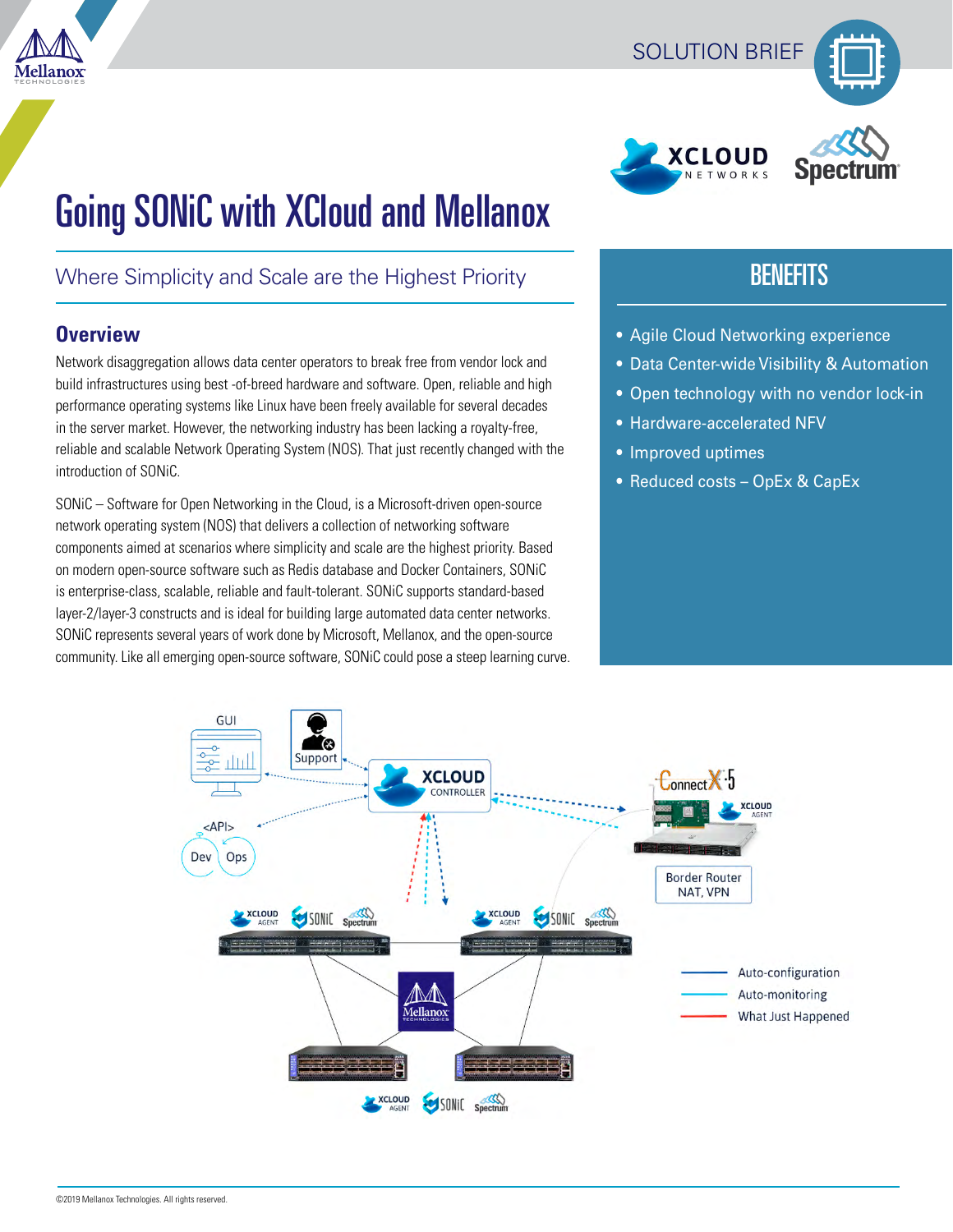SOLUTION BRIEF

# Going SONiC with XCloud and Mellanox

## Where Simplicity and Scale are the Highest Priority

### Overview

Network disaggregation allows data center operators to break free from vendor lock and build infrastructures using best -of-breed hardware and software. Open, reliable and high performance operating systems like Linux have been freely available for several decades in the server market. However, the networking industry has been lacking a royalty-free, reliable and scalable Network Operating System (NOS). That just recently changed with the introduction of SONiC.

SONiC – Software for Open Networking in the Cloud, is a Microsoft-driven open-source network operating system (NOS) that delivers a collection of networking software components aimed at scenarios where simplicity and scale are the highest priority. Based on modern open-source software such as Redis database and Docker Containers, SONiC is enterprise-class, scalable, reliable and fault-tolerant. SONiC supports standard-based layer-2/layer-3 constructs and is ideal for building large automated data center networks. SONiC represents several years of work done by Microsoft, Mellanox, and the open-source community. Like all emerging open-source software, SONiC could pose a steep learning curve.

## BENEFITS

- Agile Cloud Networking experience
- Data Center-wide Visibility & Automation
- Open technology with no vendor lock-in
- Hardware-accelerated NFV
- Improved uptimes
- Reduced costs – OpEx & CapEx

©2019 Mellanox Technologies. All rights reserved.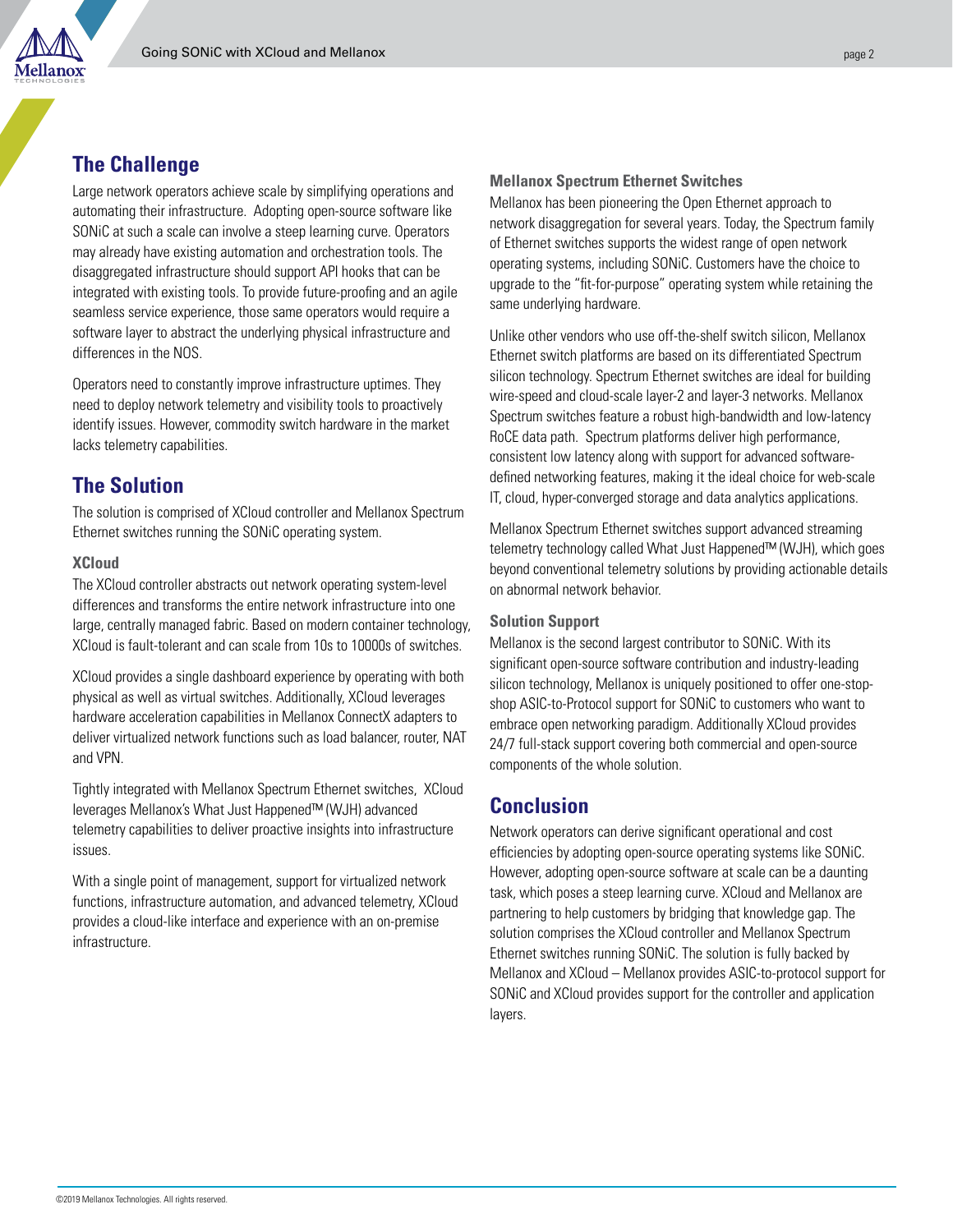## The Challenge

Large network operators achieve scale by simplifying operations and automating their infrastructure. Adopting open-source software like SONiC at such a scale can involve a steep learning curve. Operators may already have existing automation and orchestration tools. The disaggregated infrastructure should support API hooks that can be integrated with existing tools. To provide future-proofing and an agile seamless service experience, those same operators would require a software layer to abstract the underlying physical infrastructure and differences in the NOS.

Operators need to constantly improve infrastructure uptimes. They need to deploy network telemetry and visibility tools to proactively identify issues. However, commodity switch hardware in the market lacks telemetry capabilities.

## The Solution

The solution is comprised of XCloud controller and Mellanox Spectrum Ethernet switches running the SONiC operating system.

### XCloud

The XCloud controller abstracts out network operating system-level differences and transforms the entire network infrastructure into one large, centrally managed fabric. Based on modern container technology, XCloud is fault-tolerant and can scale from 10s to 10000s of switches.

XCloud provides a single dashboard experience by operating with both physical as well as virtual switches. Additionally, XCloud leverages hardware acceleration capabilities in Mellanox ConnectX adapters to deliver virtualized network functions such as load balancer, router, NAT and VPN.

Tightly integrated with Mellanox Spectrum Ethernet switches, XCloud leverages Mellanox's What Just Happened™ (WJH) advanced telemetry capabilities to deliver proactive insights into infrastructure issues.

With a single point of management, support for virtualized network functions, infrastructure automation, and advanced telemetry, XCloud provides a cloud-like interface and experience with an on-premise infrastructure.

### Mellanox Spectrum Ethernet Switches

Mellanox has been pioneering the Open Ethernet approach to network disaggregation for several years. Today, the Spectrum family of Ethernet switches supports the widest range of open network operating systems, including SONiC. Customers have the choice to upgrade to the "fit-for-purpose" operating system while retaining the same underlying hardware.

Unlike other vendors who use off-the-shelf switch silicon, Mellanox Ethernet switch platforms are based on its differentiated Spectrum silicon technology. Spectrum Ethernet switches are ideal for building wire-speed and cloud-scale layer-2 and layer-3 networks. Mellanox Spectrum switches feature a robust high-bandwidth and low-latency RoCE data path. Spectrum platforms deliver high performance, consistent low latency along with support for advanced software-defined networking features, making it the ideal choice for web-scale IT, cloud, hyper-converged storage and data analytics applications.

Mellanox Spectrum Ethernet switches support advanced streaming telemetry technology called What Just Happened™ (WJH), which goes beyond conventional telemetry solutions by providing actionable details on abnormal network behavior.

### Solution Support

Mellanox is the second largest contributor to SONiC. With its significant open-source software contribution and industry-leading silicon technology, Mellanox is uniquely positioned to offer one-stop-shop ASIC-to-Protocol support for SONiC to customers who want to embrace open networking paradigm. Additionally XCloud provides 24/7 full-stack support covering both commercial and open-source components of the whole solution.

## Conclusion

Network operators can derive significant operational and cost efficiencies by adopting open-source operating systems like SONiC. However, adopting open-source software at scale can be a daunting task, which poses a steep learning curve. XCloud and Mellanox are partnering to help customers by bridging that knowledge gap. The solution comprises the XCloud controller and Mellanox Spectrum Ethernet switches running SONiC. The solution is fully backed by Mellanox and XCloud – Mellanox provides ASIC-to-protocol support for SONiC and XCloud provides support for the controller and application layers.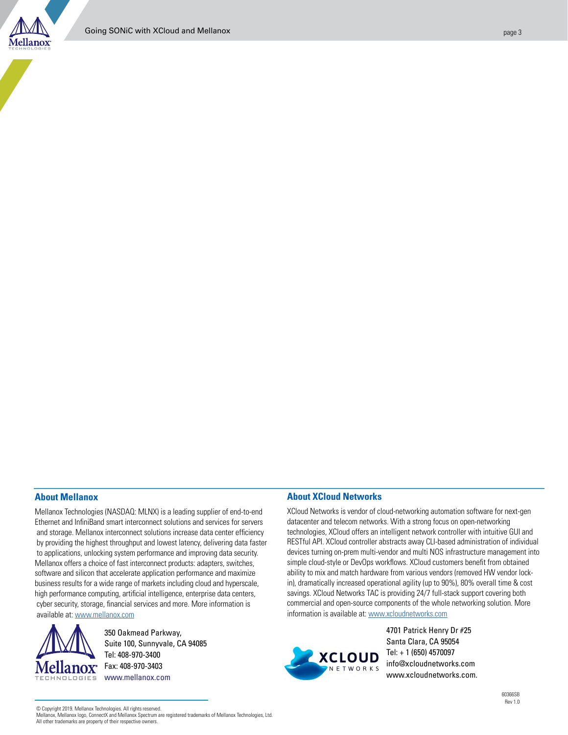## About Mellanox

Mellanox Technologies (NASDAQ: MLNX) is a leading supplier of end-to-end Ethernet and InfiniBand smart interconnect solutions and services for servers and storage. Mellanox interconnect solutions increase data center efficiency by providing the highest throughput and lowest latency, delivering data faster to applications, unlocking system performance and improving data security. Mellanox offers a choice of fast interconnect products: adapters, switches, software and silicon that accelerate application performance and maximize business results for a wide range of markets including cloud and hyperscale, high performance computing, artificial intelligence, enterprise data centers, cyber security, storage, financial services and more. More information is available at: www.mellanox.com

350 Oakmead Parkway,
Suite 100, Sunnyvale, CA 94085
Tel: 408-970-3400
Fax: 408-970-3403
www.mellanox.com

## About XCloud Networks

XCloud Networks is vendor of cloud-networking automation software for next-gen datacenter and telecom networks. With a strong focus on open-networking technologies, XCloud offers an intelligent network controller with intuitive GUI and RESTful API. XCloud controller abstracts away CLI-based administration of individual devices turning on-prem multi-vendor and multi NOS infrastructure management into simple cloud-style or DevOps workflows. XCloud customers benefit from obtained ability to mix and match hardware from various vendors (removed HW vendor lock-in), dramatically increased operational agility (up to 90%), 80% overall time & cost savings. XCloud Networks TAC is providing 24/7 full-stack support covering both commercial and open-source components of the whole networking solution. More information is available at: www.xcloudnetworks.com

4701 Patrick Henry Dr #25
Santa Clara, CA 95054
Tel: + 1 (650) 4570097
info@xcloudnetworks.com
www.xcloudnetworks.com.

© Copyright 2019. Mellanox Technologies. All rights reserved.
Mellanox, Mellanox logo, ConnectX and Mellanox Spectrum are registered trademarks of Mellanox Technologies, Ltd.
All other trademarks are property of their respective owners.

60366SB
Rev 1.0